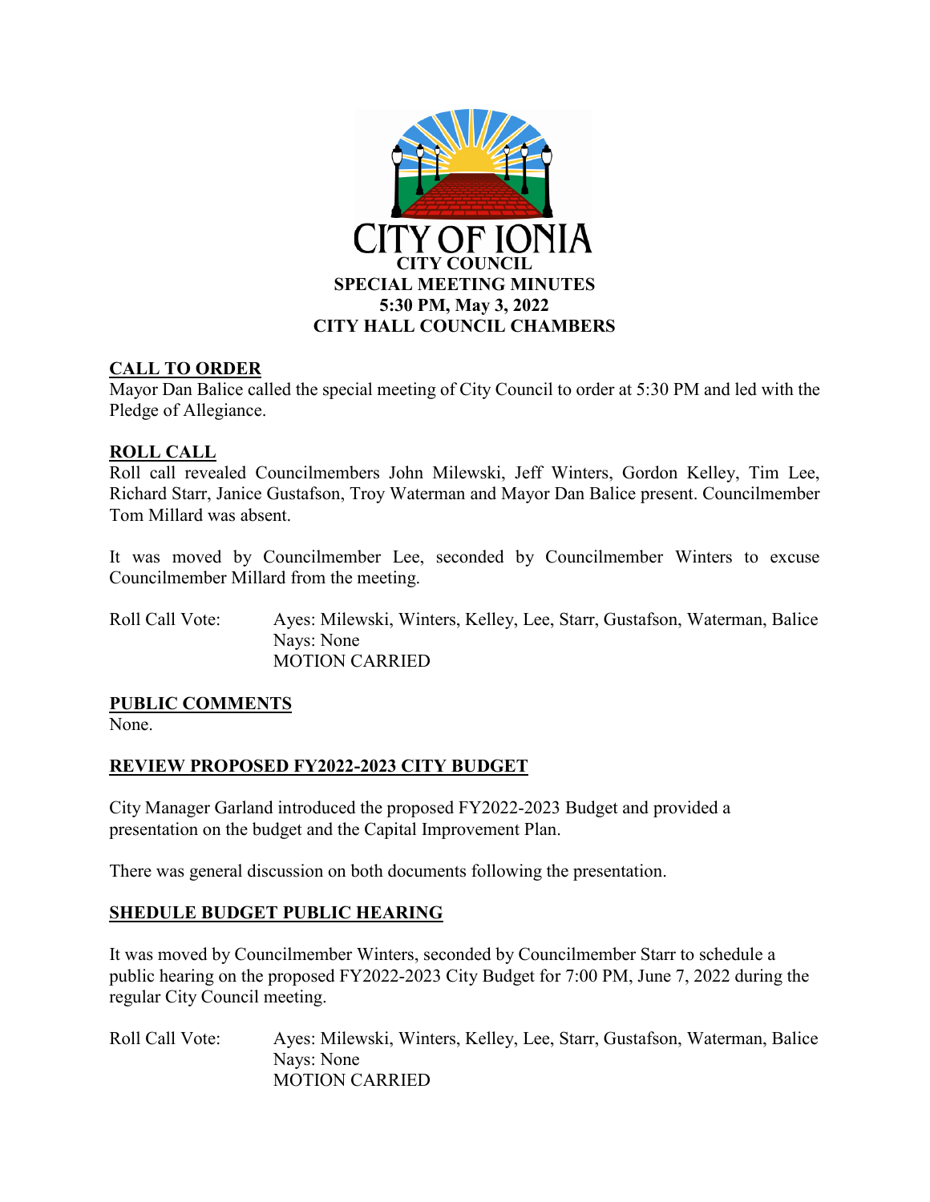CITY OF IONIA

# CITY COUNCIL
# SPECIAL MEETING MINUTES
# 5:30 PM, May 3, 2022
# CITY HALL COUNCIL CHAMBERS

## CALL TO ORDER

Mayor Dan Balice called the special meeting of City Council to order at 5:30 PM and led with the Pledge of Allegiance.

## ROLL CALL

Roll call revealed Councilmembers John Milewski, Jeff Winters, Gordon Kelley, Tim Lee, Richard Starr, Janice Gustafson, Troy Waterman and Mayor Dan Balice present. Councilmember Tom Millard was absent.

It was moved by Councilmember Lee, seconded by Councilmember Winters to excuse Councilmember Millard from the meeting.

Roll Call Vote: Ayes: Milewski, Winters, Kelley, Lee, Starr, Gustafson, Waterman, Balice
Nays: None
MOTION CARRIED

## PUBLIC COMMENTS

None.

## REVIEW PROPOSED FY2022-2023 CITY BUDGET

City Manager Garland introduced the proposed FY2022-2023 Budget and provided a presentation on the budget and the Capital Improvement Plan.

There was general discussion on both documents following the presentation.

## SHEDULE BUDGET PUBLIC HEARING

It was moved by Councilmember Winters, seconded by Councilmember Starr to schedule a public hearing on the proposed FY2022-2023 City Budget for 7:00 PM, June 7, 2022 during the regular City Council meeting.

Roll Call Vote: Ayes: Milewski, Winters, Kelley, Lee, Starr, Gustafson, Waterman, Balice
Nays: None
MOTION CARRIED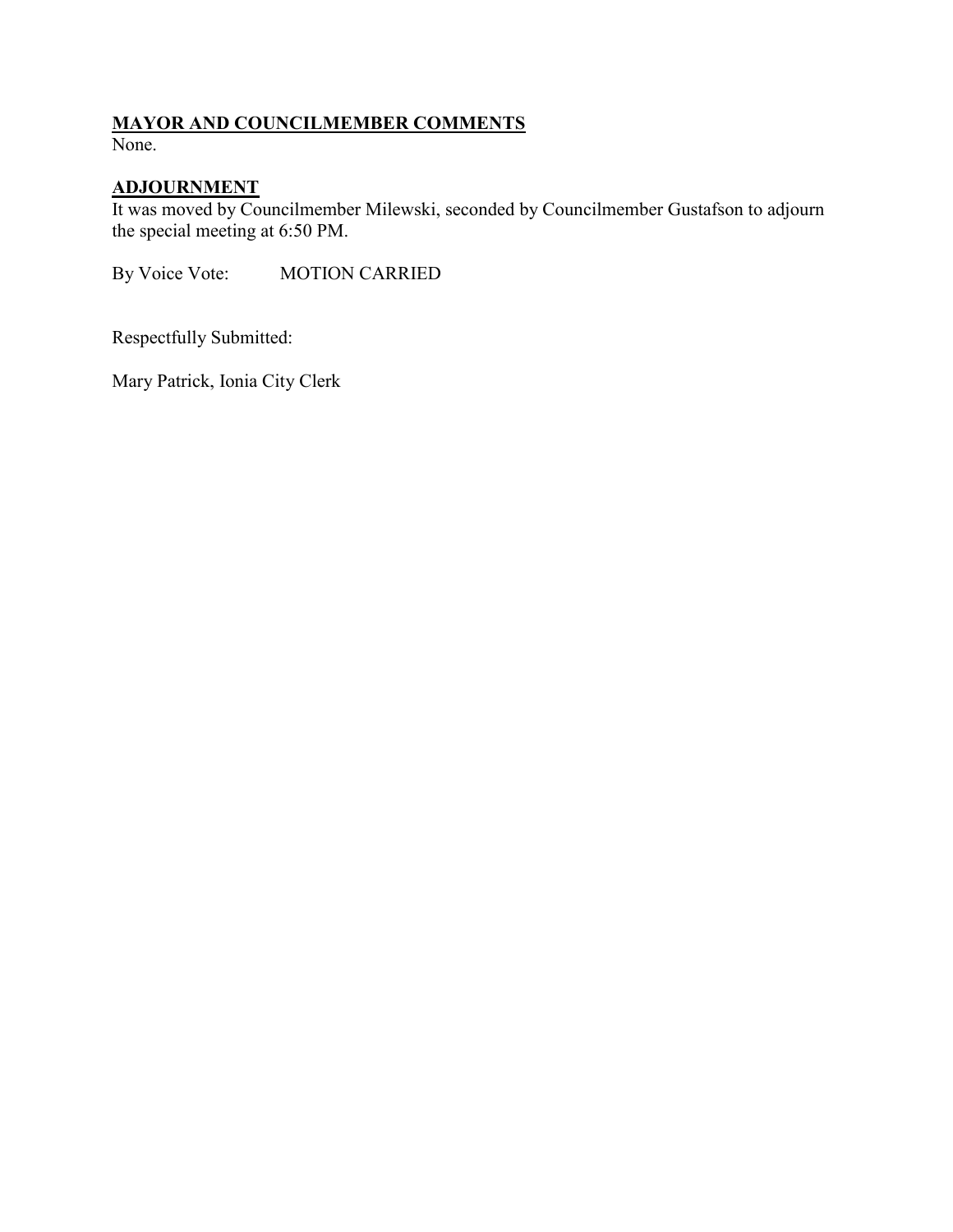**MAYOR AND COUNCILMEMBER COMMENTS**

None.

**ADJOURNMENT**

It was moved by Councilmember Milewski, seconded by Councilmember Gustafson to adjourn the special meeting at 6:50 PM.

By Voice Vote: MOTION CARRIED

Respectfully Submitted:

Mary Patrick, Ionia City Clerk